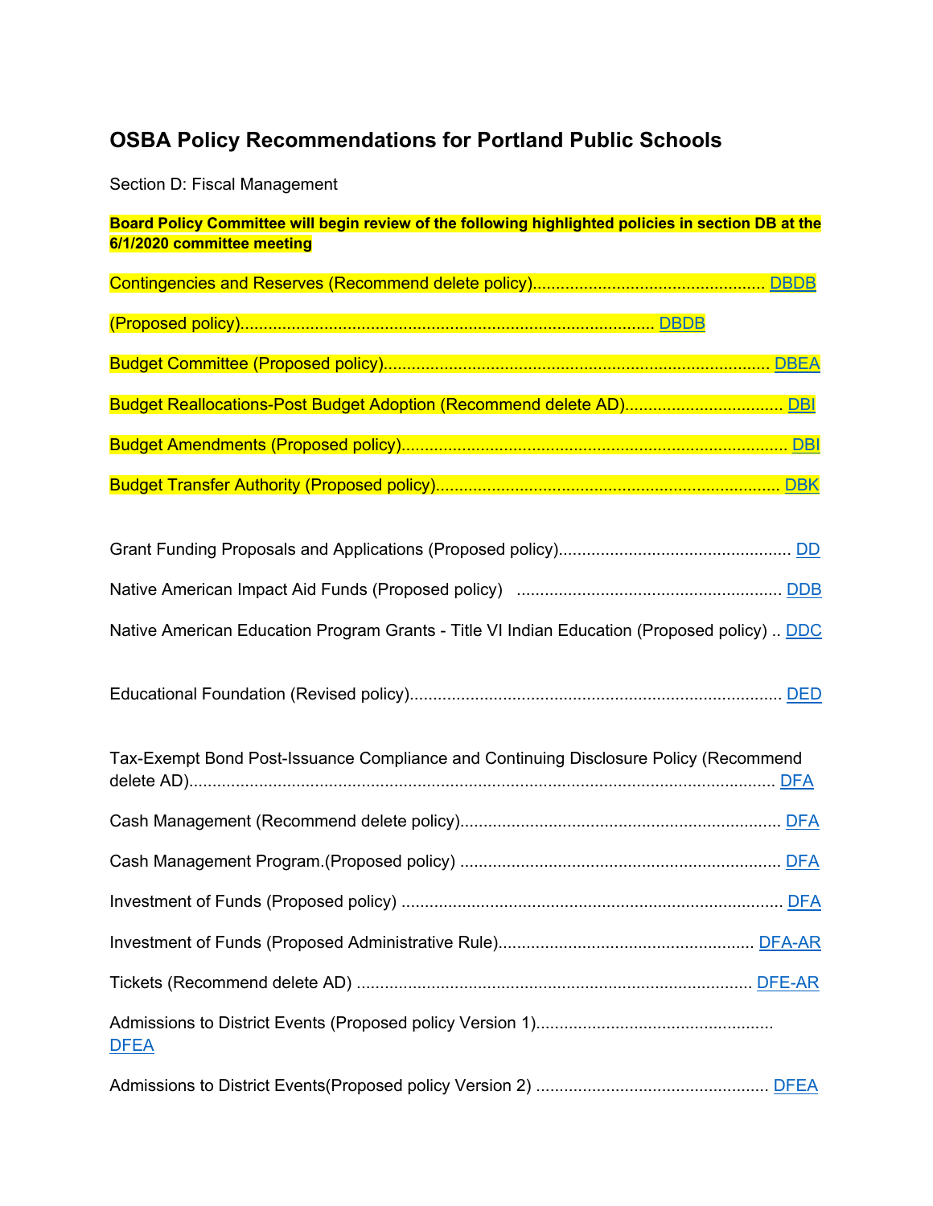# OSBA Policy Recommendations for Portland Public Schools

Section D: Fiscal Management

**Board Policy Committee will begin review of the following highlighted policies in section DB at the 6/1/2020 committee meeting**

Contingencies and Reserves (Recommend delete policy)................................................. DBDB

(Proposed policy)........................................................................................ DBDB

Budget Committee (Proposed policy)................................................................................... DBEA

Budget Reallocations-Post Budget Adoption (Recommend delete AD)................................. DBI

Budget Amendments (Proposed policy).................................................................................. DBI

Budget Transfer Authority (Proposed policy)......................................................................... DBK

Grant Funding Proposals and Applications (Proposed policy)................................................. DD

Native American Impact Aid Funds (Proposed policy) ........................................................ DDB

Native American Education Program Grants - Title VI Indian Education (Proposed policy) .. DDC

Educational Foundation (Revised policy)............................................................................... DED

Tax-Exempt Bond Post-Issuance Compliance and Continuing Disclosure Policy (Recommend delete AD)............................................................................................................................ DFA

Cash Management (Recommend delete policy).................................................................... DFA

Cash Management Program.(Proposed policy) .................................................................... DFA

Investment of Funds (Proposed policy) ................................................................................. DFA

Investment of Funds (Proposed Administrative Rule)...................................................... DFA-AR

Tickets (Recommend delete AD) .................................................................................... DFE-AR

Admissions to District Events (Proposed policy Version 1).................................................. DFEA

Admissions to District Events(Proposed policy Version 2) ................................................. DFEA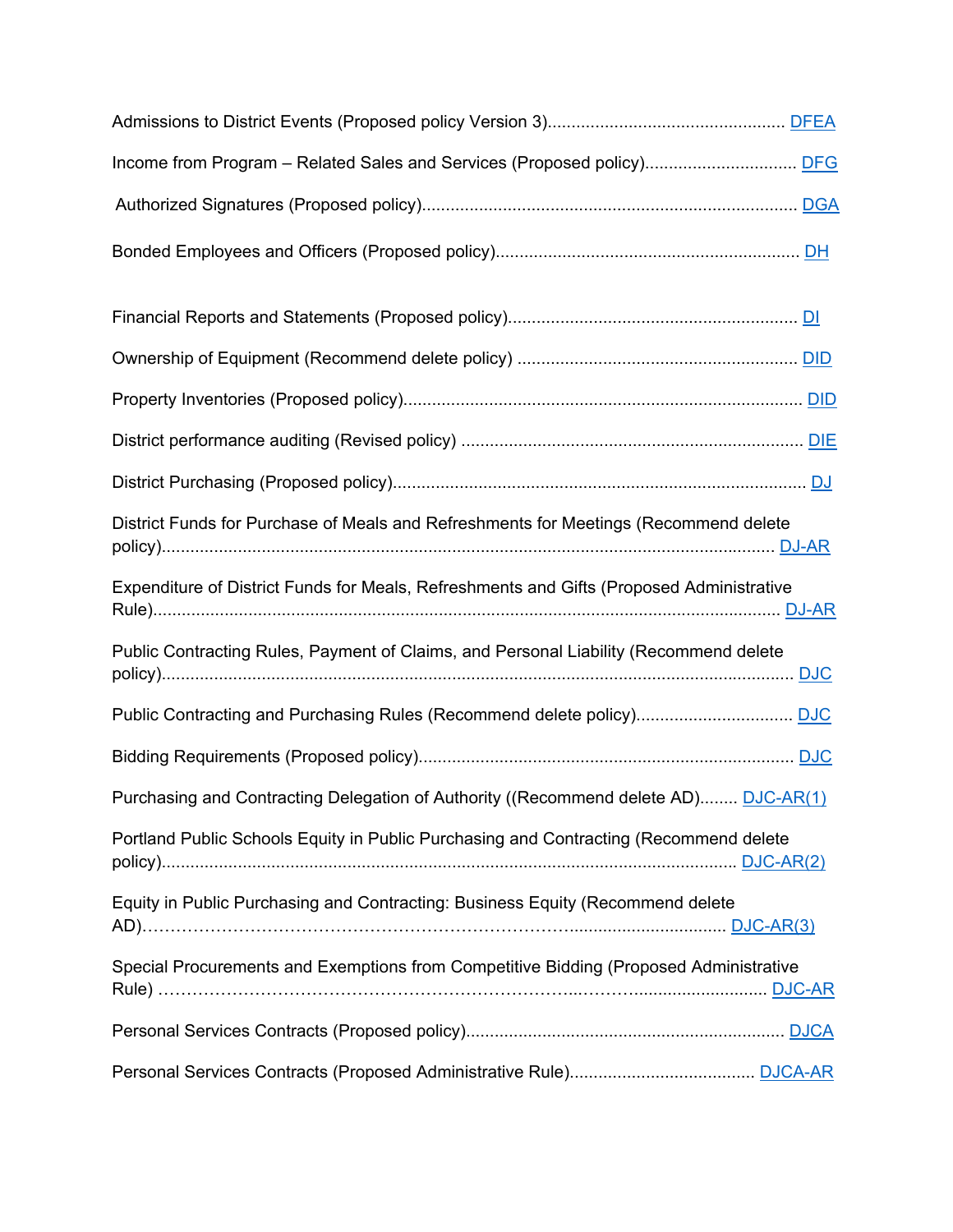Admissions to District Events (Proposed policy Version 3).................................................. DFEA

Income from Program – Related Sales and Services (Proposed policy)................................ DFG

Authorized Signatures (Proposed policy)............................................................................... DGA

Bonded Employees and Officers (Proposed policy)................................................................ DH

Financial Reports and Statements (Proposed policy)............................................................. DI

Ownership of Equipment (Recommend delete policy) .......................................................... DID

Property Inventories (Proposed policy).................................................................................... DID

District performance auditing (Revised policy) ....................................................................... DIE

District Purchasing (Proposed policy)....................................................................................... DJ

District Funds for Purchase of Meals and Refreshments for Meetings (Recommend delete policy)................................................................................................................................. DJ-AR

Expenditure of District Funds for Meals, Refreshments and Gifts (Proposed Administrative Rule)................................................................................................................................... DJ-AR

Public Contracting Rules, Payment of Claims, and Personal Liability (Recommend delete policy)..................................................................................................................................... DJC

Public Contracting and Purchasing Rules (Recommend delete policy)................................. DJC

Bidding Requirements (Proposed policy)................................................................................ DJC

Purchasing and Contracting Delegation of Authority ((Recommend delete AD)........ DJC-AR(1)

Portland Public Schools Equity in Public Purchasing and Contracting (Recommend delete policy)........................................................................................................................ DJC-AR(2)

Equity in Public Purchasing and Contracting: Business Equity (Recommend delete AD)…………………………………………………………………….............................. DJC-AR(3)

Special Procurements and Exemptions from Competitive Bidding (Proposed Administrative Rule) ……………………………………………………………..………........................... DJC-AR

Personal Services Contracts (Proposed policy)................................................................... DJCA

Personal Services Contracts (Proposed Administrative Rule)....................................... DJCA-AR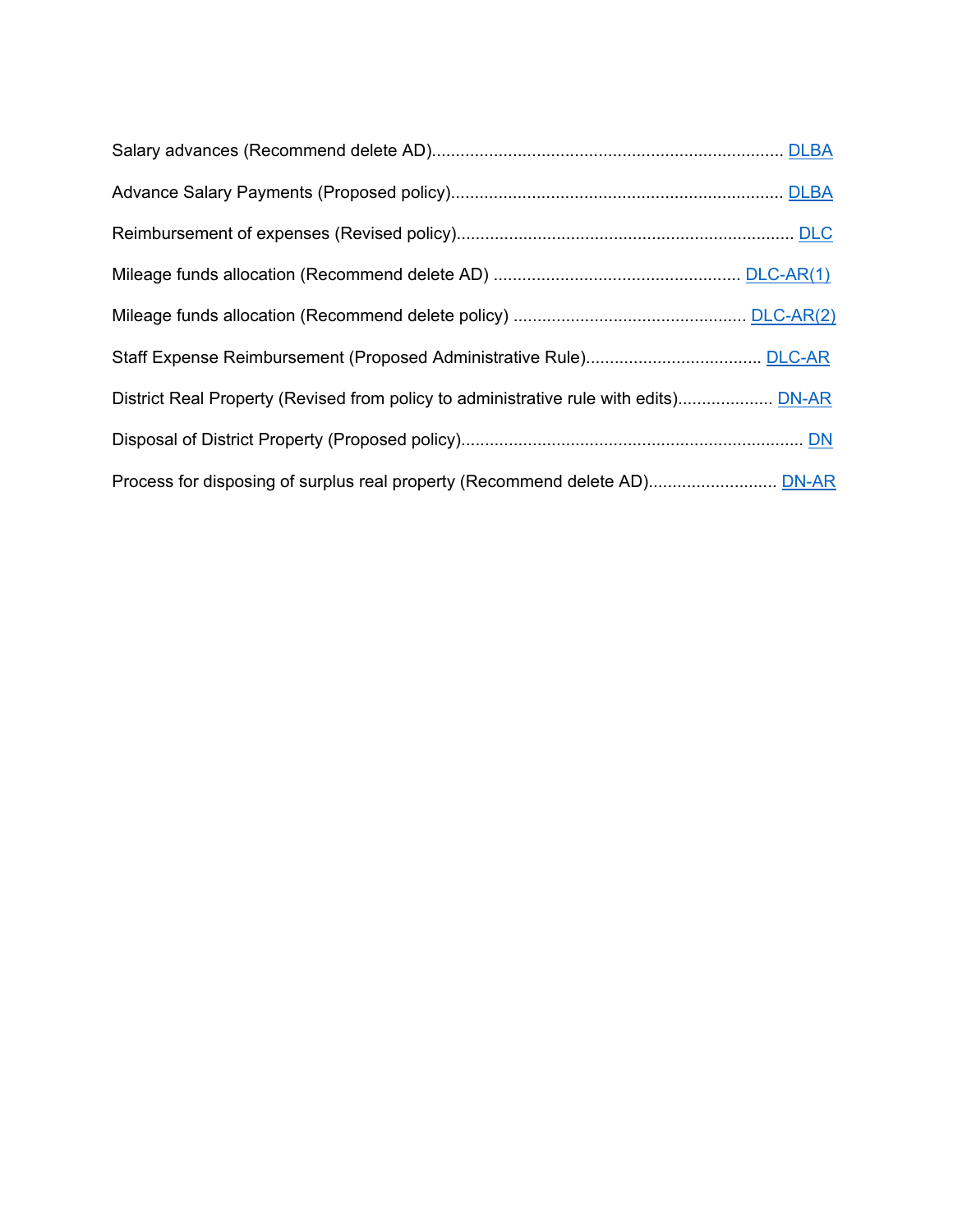Salary advances (Recommend delete AD)........................................................................ DLBA

Advance Salary Payments (Proposed policy).................................................................... DLBA

Reimbursement of expenses (Revised policy)..................................................................... DLC

Mileage funds allocation (Recommend delete AD) ................................................... DLC-AR(1)

Mileage funds allocation (Recommend delete policy) ................................................ DLC-AR(2)

Staff Expense Reimbursement (Proposed Administrative Rule).................................... DLC-AR

District Real Property (Revised from policy to administrative rule with edits)................... DN-AR

Disposal of District Property (Proposed policy)....................................................................... DN

Process for disposing of surplus real property (Recommend delete AD).......................... DN-AR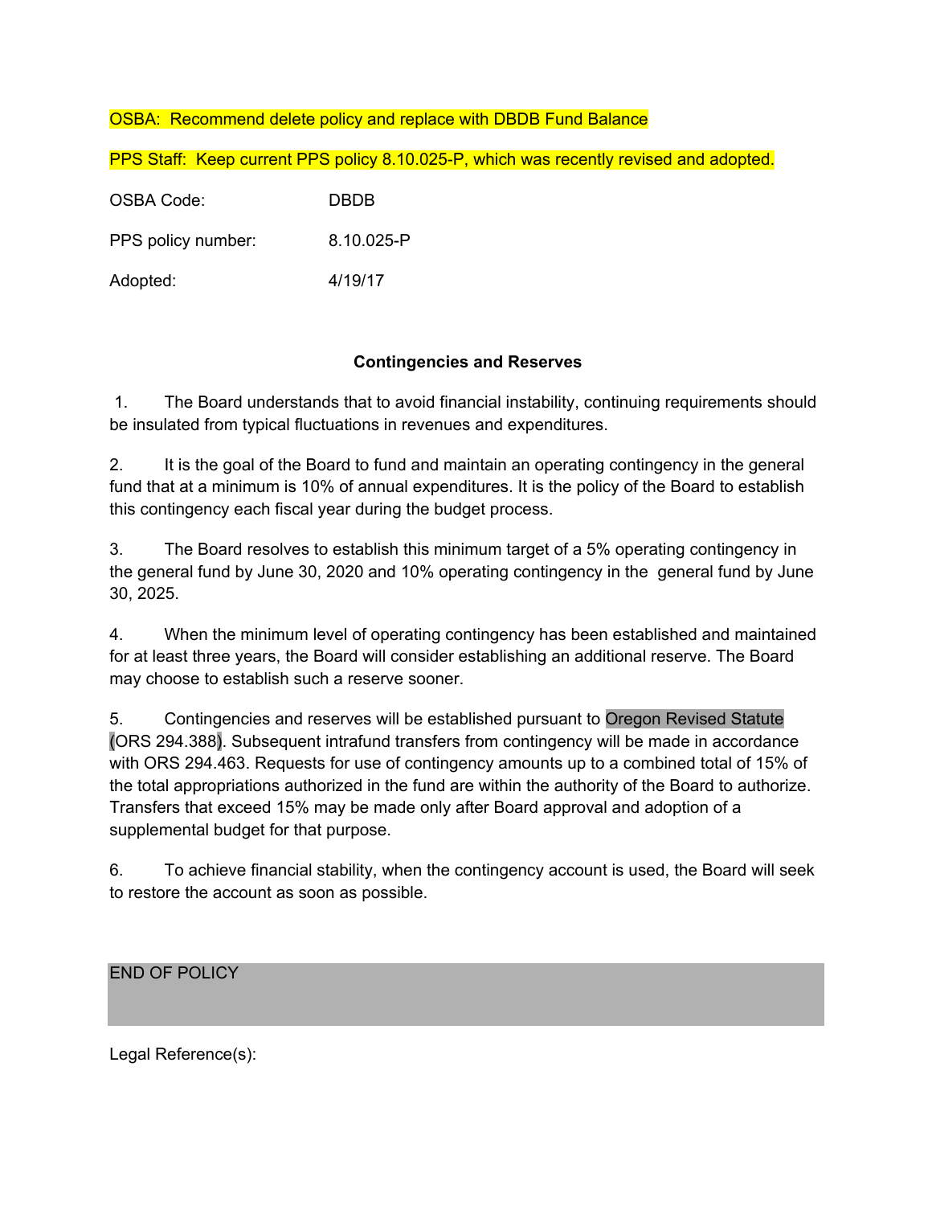OSBA: Recommend delete policy and replace with DBDB Fund Balance

PPS Staff: Keep current PPS policy 8.10.025-P, which was recently revised and adopted.

OSBA Code: DBDB

PPS policy number: 8.10.025-P

Adopted: 4/19/17

**Contingencies and Reserves**

1. The Board understands that to avoid financial instability, continuing requirements should be insulated from typical fluctuations in revenues and expenditures.

2. It is the goal of the Board to fund and maintain an operating contingency in the general fund that at a minimum is 10% of annual expenditures. It is the policy of the Board to establish this contingency each fiscal year during the budget process.

3. The Board resolves to establish this minimum target of a 5% operating contingency in the general fund by June 30, 2020 and 10% operating contingency in the general fund by June 30, 2025.

4. When the minimum level of operating contingency has been established and maintained for at least three years, the Board will consider establishing an additional reserve. The Board may choose to establish such a reserve sooner.

5. Contingencies and reserves will be established pursuant to Oregon Revised Statute (ORS 294.388). Subsequent intrafund transfers from contingency will be made in accordance with ORS 294.463. Requests for use of contingency amounts up to a combined total of 15% of the total appropriations authorized in the fund are within the authority of the Board to authorize. Transfers that exceed 15% may be made only after Board approval and adoption of a supplemental budget for that purpose.

6. To achieve financial stability, when the contingency account is used, the Board will seek to restore the account as soon as possible.

END OF POLICY

Legal Reference(s):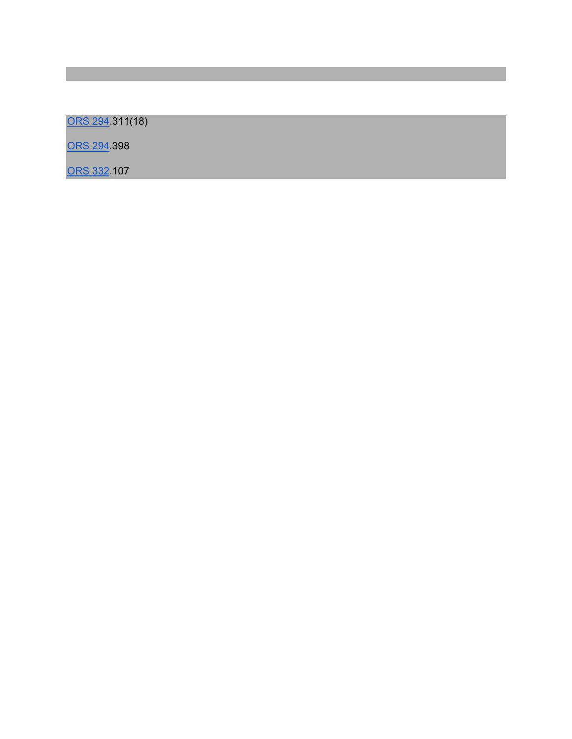ORS 294.311(18)

ORS 294.398

ORS 332.107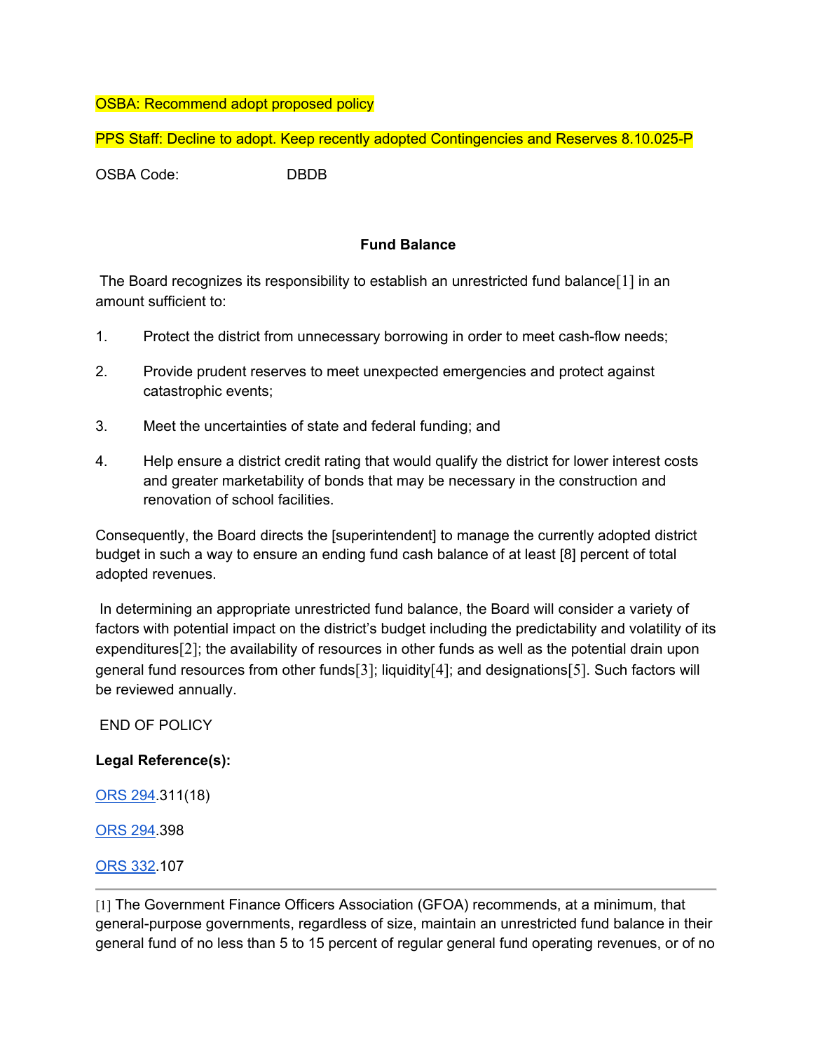OSBA: Recommend adopt proposed policy

PPS Staff: Decline to adopt. Keep recently adopted Contingencies and Reserves 8.10.025-P

OSBA Code: DBDB

**Fund Balance**

The Board recognizes its responsibility to establish an unrestricted fund balance[1] in an amount sufficient to:

1. Protect the district from unnecessary borrowing in order to meet cash-flow needs;
2. Provide prudent reserves to meet unexpected emergencies and protect against catastrophic events;
3. Meet the uncertainties of state and federal funding; and
4. Help ensure a district credit rating that would qualify the district for lower interest costs and greater marketability of bonds that may be necessary in the construction and renovation of school facilities.

Consequently, the Board directs the [superintendent] to manage the currently adopted district budget in such a way to ensure an ending fund cash balance of at least [8] percent of total adopted revenues.

In determining an appropriate unrestricted fund balance, the Board will consider a variety of factors with potential impact on the district's budget including the predictability and volatility of its expenditures[2]; the availability of resources in other funds as well as the potential drain upon general fund resources from other funds[3]; liquidity[4]; and designations[5]. Such factors will be reviewed annually.

END OF POLICY

**Legal Reference(s):**

ORS 294.311(18)

ORS 294.398

ORS 332.107

---

[1] The Government Finance Officers Association (GFOA) recommends, at a minimum, that general-purpose governments, regardless of size, maintain an unrestricted fund balance in their general fund of no less than 5 to 15 percent of regular general fund operating revenues, or of no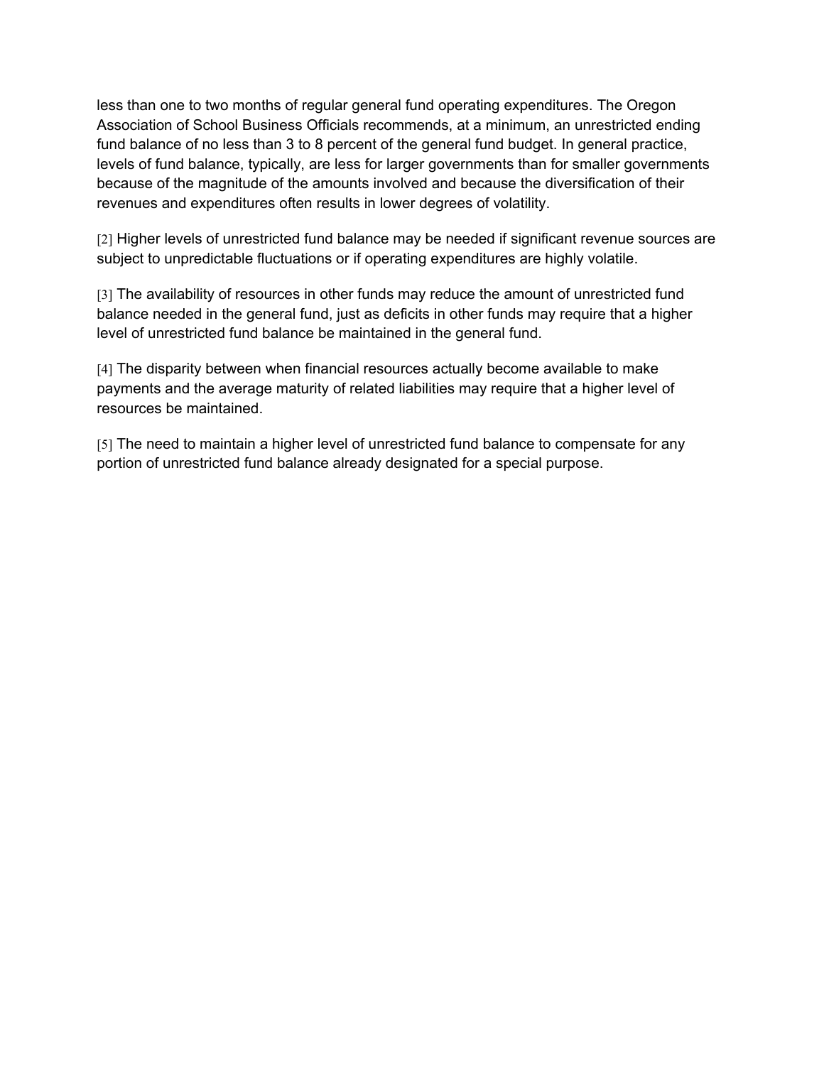less than one to two months of regular general fund operating expenditures. The Oregon Association of School Business Officials recommends, at a minimum, an unrestricted ending fund balance of no less than 3 to 8 percent of the general fund budget. In general practice, levels of fund balance, typically, are less for larger governments than for smaller governments because of the magnitude of the amounts involved and because the diversification of their revenues and expenditures often results in lower degrees of volatility.

[2] Higher levels of unrestricted fund balance may be needed if significant revenue sources are subject to unpredictable fluctuations or if operating expenditures are highly volatile.

[3] The availability of resources in other funds may reduce the amount of unrestricted fund balance needed in the general fund, just as deficits in other funds may require that a higher level of unrestricted fund balance be maintained in the general fund.

[4] The disparity between when financial resources actually become available to make payments and the average maturity of related liabilities may require that a higher level of resources be maintained.

[5] The need to maintain a higher level of unrestricted fund balance to compensate for any portion of unrestricted fund balance already designated for a special purpose.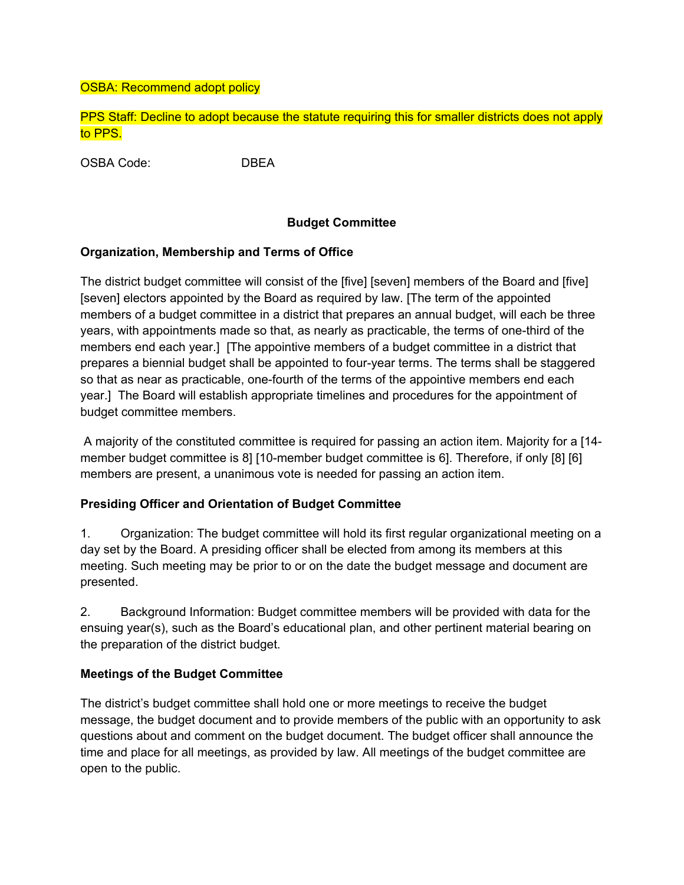OSBA: Recommend adopt policy

PPS Staff: Decline to adopt because the statute requiring this for smaller districts does not apply to PPS.

OSBA Code: DBEA

**Budget Committee**

**Organization, Membership and Terms of Office**

The district budget committee will consist of the [five] [seven] members of the Board and [five] [seven] electors appointed by the Board as required by law. [The term of the appointed members of a budget committee in a district that prepares an annual budget, will each be three years, with appointments made so that, as nearly as practicable, the terms of one-third of the members end each year.] [The appointive members of a budget committee in a district that prepares a biennial budget shall be appointed to four-year terms. The terms shall be staggered so that as near as practicable, one-fourth of the terms of the appointive members end each year.] The Board will establish appropriate timelines and procedures for the appointment of budget committee members.

A majority of the constituted committee is required for passing an action item. Majority for a [14-member budget committee is 8] [10-member budget committee is 6]. Therefore, if only [8] [6] members are present, a unanimous vote is needed for passing an action item.

**Presiding Officer and Orientation of Budget Committee**

1. Organization: The budget committee will hold its first regular organizational meeting on a day set by the Board. A presiding officer shall be elected from among its members at this meeting. Such meeting may be prior to or on the date the budget message and document are presented.

2. Background Information: Budget committee members will be provided with data for the ensuing year(s), such as the Board's educational plan, and other pertinent material bearing on the preparation of the district budget.

**Meetings of the Budget Committee**

The district's budget committee shall hold one or more meetings to receive the budget message, the budget document and to provide members of the public with an opportunity to ask questions about and comment on the budget document. The budget officer shall announce the time and place for all meetings, as provided by law. All meetings of the budget committee are open to the public.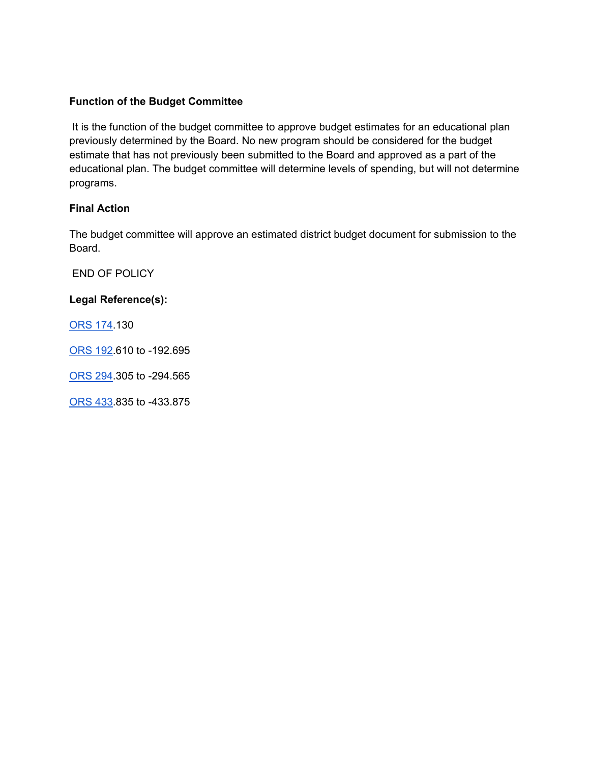**Function of the Budget Committee**

It is the function of the budget committee to approve budget estimates for an educational plan previously determined by the Board. No new program should be considered for the budget estimate that has not previously been submitted to the Board and approved as a part of the educational plan. The budget committee will determine levels of spending, but will not determine programs.

**Final Action**

The budget committee will approve an estimated district budget document for submission to the Board.

END OF POLICY

**Legal Reference(s):**

ORS 174.130

ORS 192.610 to -192.695

ORS 294.305 to -294.565

ORS 433.835 to -433.875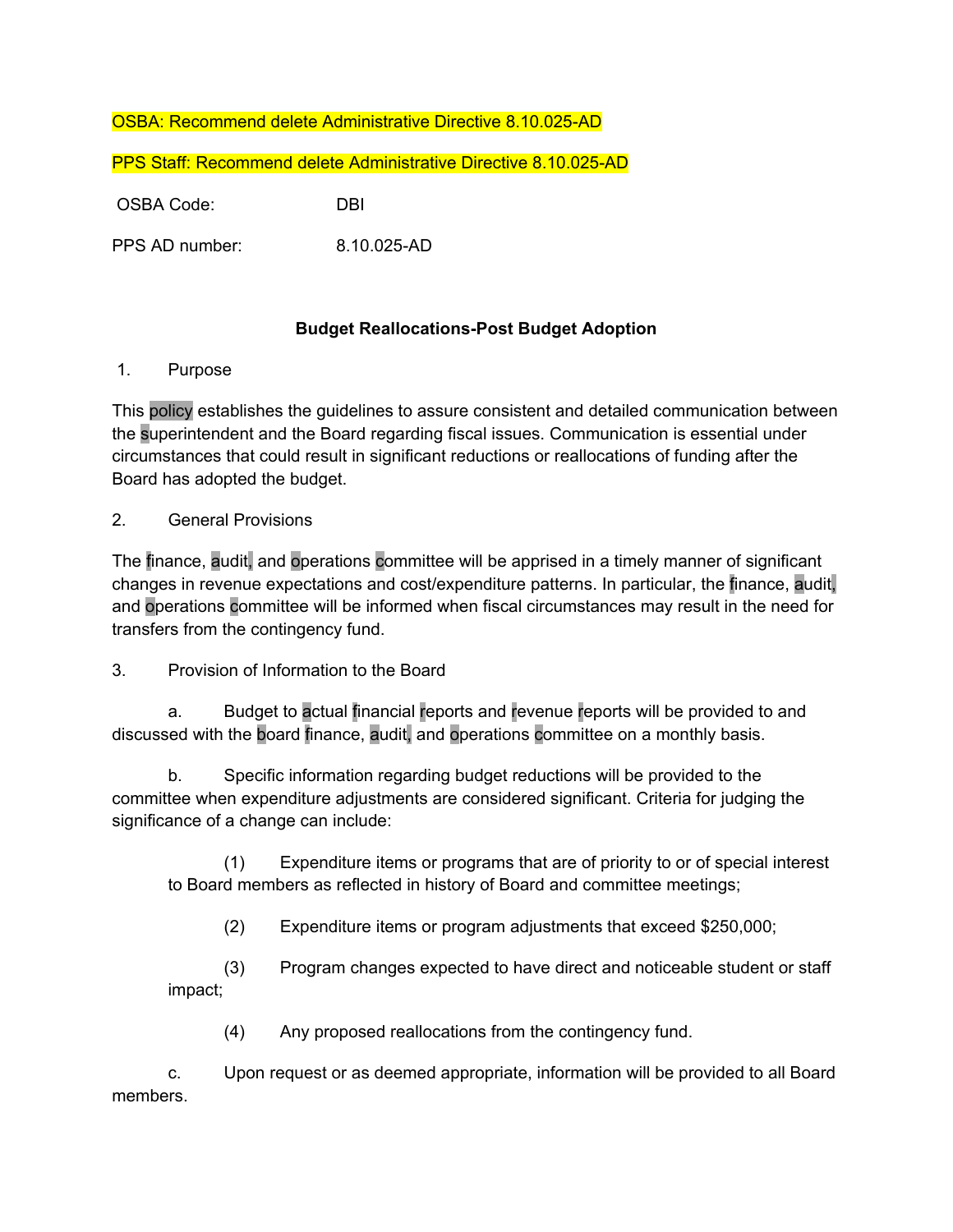OSBA: Recommend delete Administrative Directive 8.10.025-AD

PPS Staff: Recommend delete Administrative Directive 8.10.025-AD

OSBA Code: DBI

PPS AD number: 8.10.025-AD

**Budget Reallocations-Post Budget Adoption**

1. Purpose

This policy establishes the guidelines to assure consistent and detailed communication between the superintendent and the Board regarding fiscal issues. Communication is essential under circumstances that could result in significant reductions or reallocations of funding after the Board has adopted the budget.

2. General Provisions

The finance, audit, and operations committee will be apprised in a timely manner of significant changes in revenue expectations and cost/expenditure patterns. In particular, the finance, audit, and operations committee will be informed when fiscal circumstances may result in the need for transfers from the contingency fund.

3. Provision of Information to the Board

a. Budget to actual financial reports and revenue reports will be provided to and discussed with the board finance, audit, and operations committee on a monthly basis.

b. Specific information regarding budget reductions will be provided to the committee when expenditure adjustments are considered significant. Criteria for judging the significance of a change can include:

(1) Expenditure items or programs that are of priority to or of special interest to Board members as reflected in history of Board and committee meetings;

(2) Expenditure items or program adjustments that exceed $250,000;

(3) Program changes expected to have direct and noticeable student or staff impact;

(4) Any proposed reallocations from the contingency fund.

c. Upon request or as deemed appropriate, information will be provided to all Board members.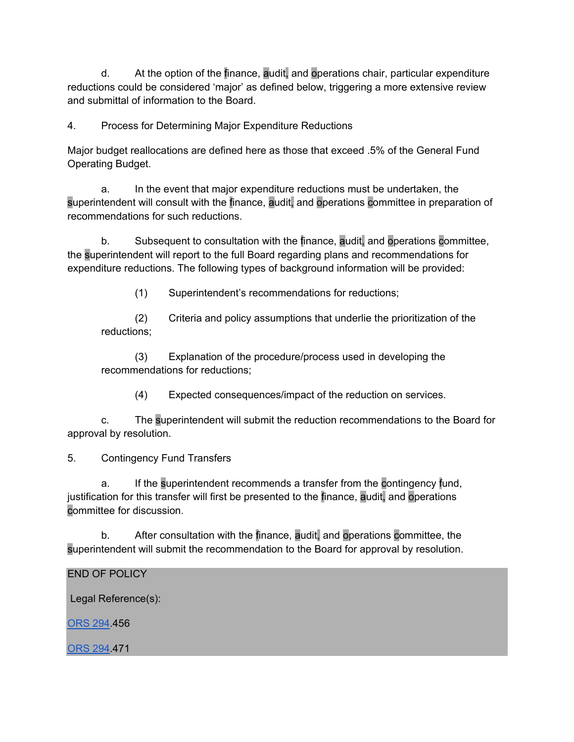d. At the option of the finance, audit, and operations chair, particular expenditure reductions could be considered 'major' as defined below, triggering a more extensive review and submittal of information to the Board.

4. Process for Determining Major Expenditure Reductions

Major budget reallocations are defined here as those that exceed .5% of the General Fund Operating Budget.

a. In the event that major expenditure reductions must be undertaken, the superintendent will consult with the finance, audit, and operations committee in preparation of recommendations for such reductions.

b. Subsequent to consultation with the finance, audit, and operations committee, the superintendent will report to the full Board regarding plans and recommendations for expenditure reductions. The following types of background information will be provided:

(1) Superintendent's recommendations for reductions;

(2) Criteria and policy assumptions that underlie the prioritization of the reductions;

(3) Explanation of the procedure/process used in developing the recommendations for reductions;

(4) Expected consequences/impact of the reduction on services.

c. The superintendent will submit the reduction recommendations to the Board for approval by resolution.

5. Contingency Fund Transfers

a. If the superintendent recommends a transfer from the contingency fund, justification for this transfer will first be presented to the finance, audit, and operations committee for discussion.

b. After consultation with the finance, audit, and operations committee, the superintendent will submit the recommendation to the Board for approval by resolution.

END OF POLICY

Legal Reference(s):

ORS 294.456

ORS 294.471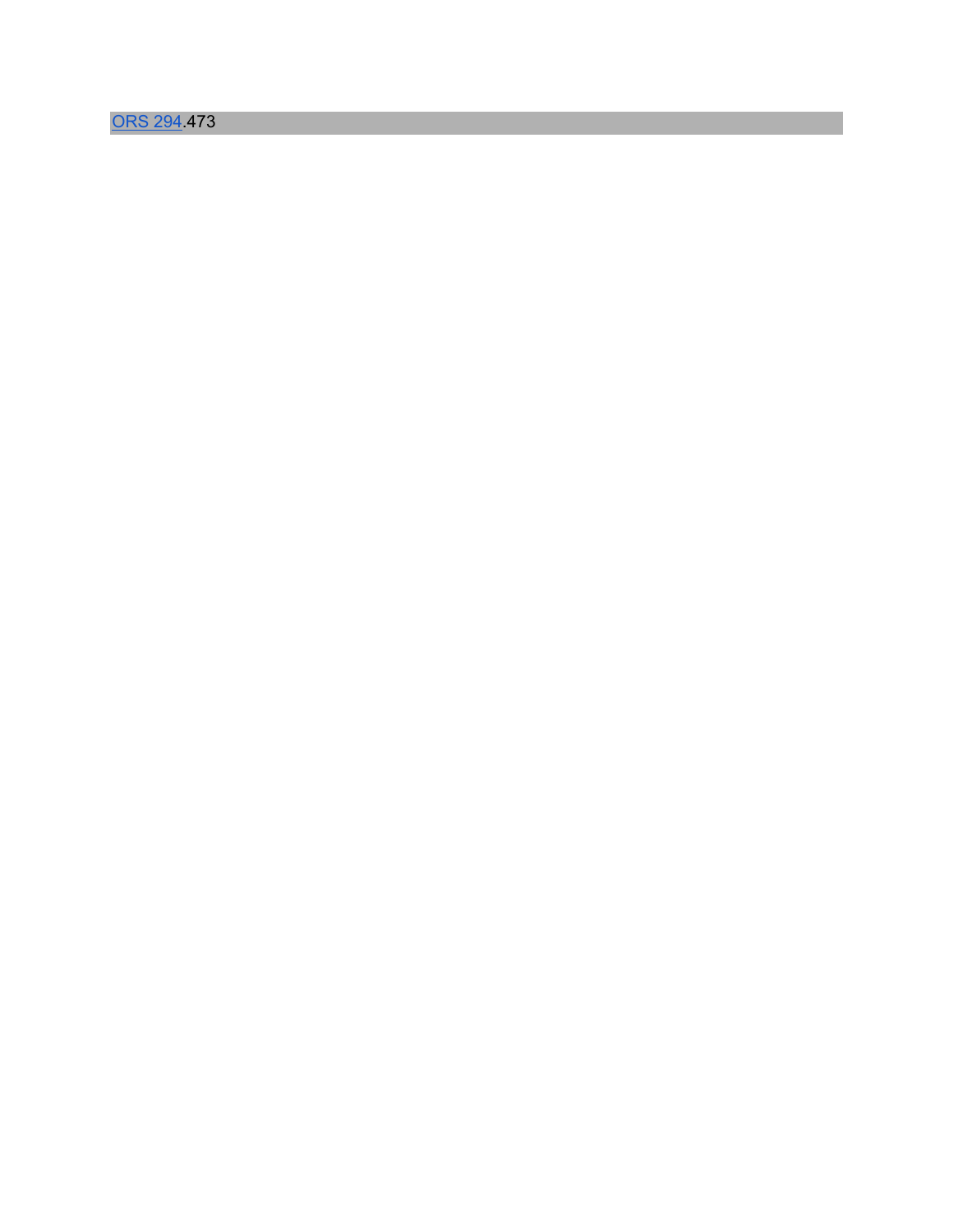[ORS 294](ORS 294).473

ORS 294.473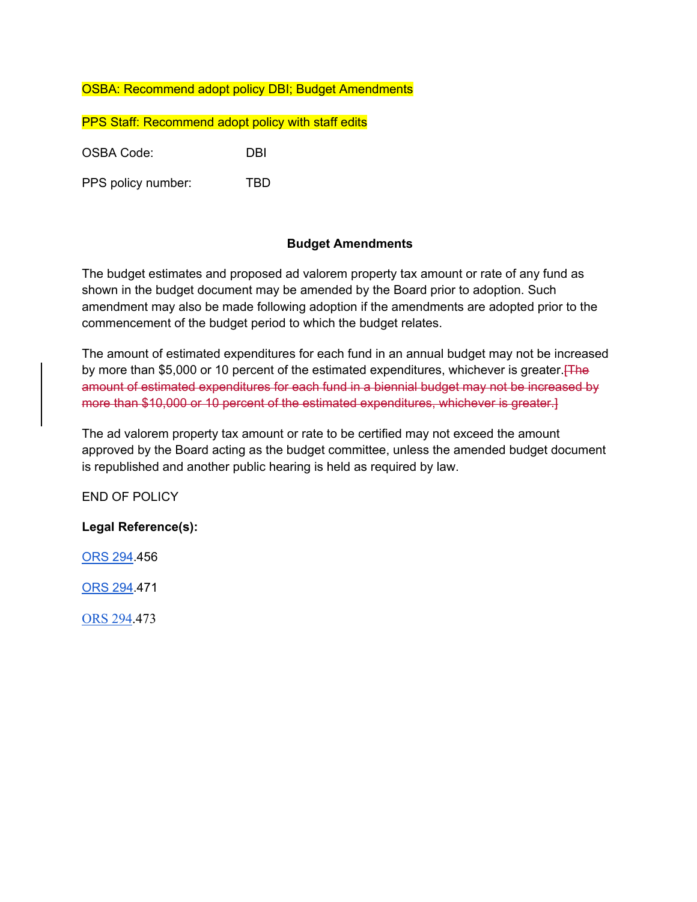OSBA: Recommend adopt policy DBI; Budget Amendments

PPS Staff: Recommend adopt policy with staff edits

OSBA Code: DBI

PPS policy number: TBD

## Budget Amendments

The budget estimates and proposed ad valorem property tax amount or rate of any fund as shown in the budget document may be amended by the Board prior to adoption. Such amendment may also be made following adoption if the amendments are adopted prior to the commencement of the budget period to which the budget relates.

The amount of estimated expenditures for each fund in an annual budget may not be increased by more than $5,000 or 10 percent of the estimated expenditures, whichever is greater.~~[The amount of estimated expenditures for each fund in a biennial budget may not be increased by more than $10,000 or 10 percent of the estimated expenditures, whichever is greater.]~~

The ad valorem property tax amount or rate to be certified may not exceed the amount approved by the Board acting as the budget committee, unless the amended budget document is republished and another public hearing is held as required by law.

END OF POLICY

**Legal Reference(s):**

ORS 294.456

ORS 294.471

ORS 294.473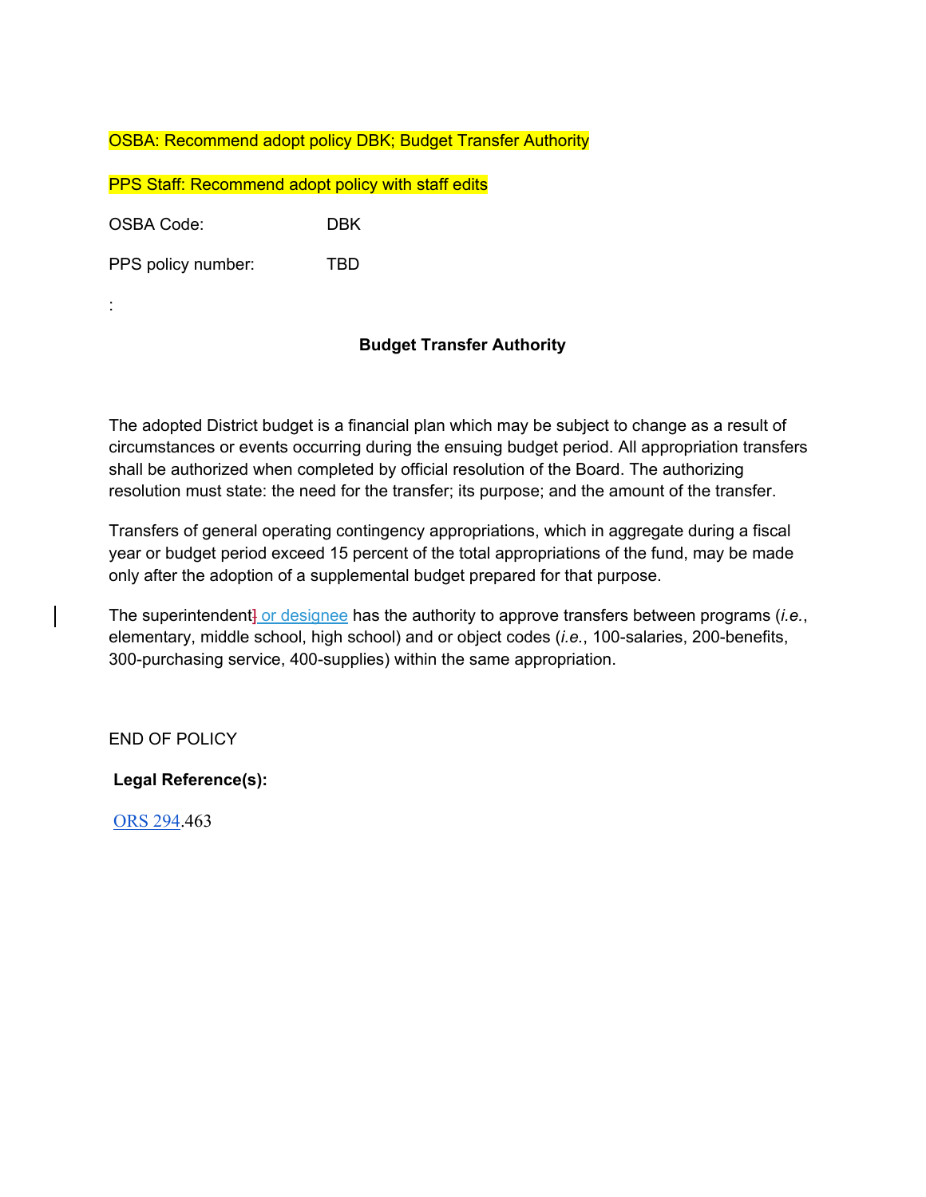OSBA: Recommend adopt policy DBK; Budget Transfer Authority

PPS Staff: Recommend adopt policy with staff edits

OSBA Code: DBK

PPS policy number: TBD

:

**Budget Transfer Authority**

The adopted District budget is a financial plan which may be subject to change as a result of circumstances or events occurring during the ensuing budget period. All appropriation transfers shall be authorized when completed by official resolution of the Board. The authorizing resolution must state: the need for the transfer; its purpose; and the amount of the transfer.

Transfers of general operating contingency appropriations, which in aggregate during a fiscal year or budget period exceed 15 percent of the total appropriations of the fund, may be made only after the adoption of a supplemental budget prepared for that purpose.

The superintendent] or designee has the authority to approve transfers between programs (*i.e.*, elementary, middle school, high school) and or object codes (*i.e.*, 100-salaries, 200-benefits, 300-purchasing service, 400-supplies) within the same appropriation.

END OF POLICY

**Legal Reference(s):**

ORS 294.463